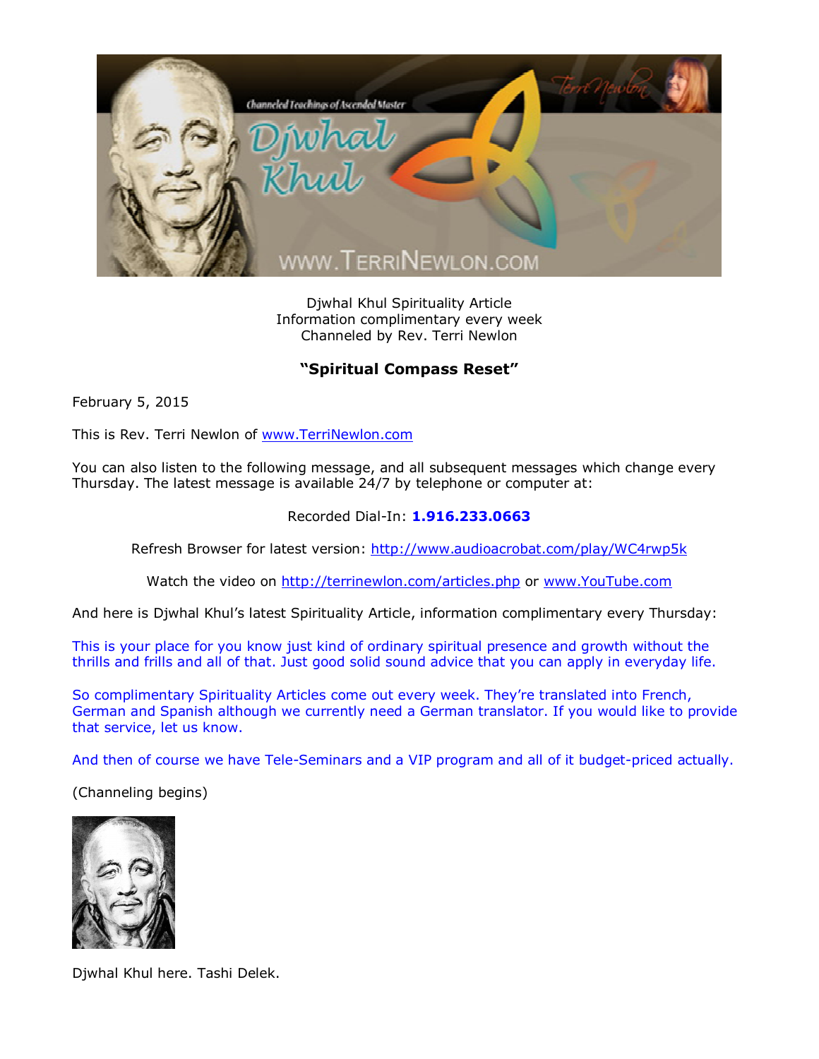Djwhal Khul Spirituality Article
Information complimentary every week
Channeled by Rev. Terri Newlon

## **"Spiritual Compass Reset"**

February 5, 2015

This is Rev. Terri Newlon of www.TerriNewlon.com

You can also listen to the following message, and all subsequent messages which change every Thursday. The latest message is available 24/7 by telephone or computer at:

Recorded Dial-In: **1.916.233.0663**

Refresh Browser for latest version: http://www.audioacrobat.com/play/WC4rwp5k

Watch the video on http://terrinewlon.com/articles.php or www.YouTube.com

And here is Djwhal Khul's latest Spirituality Article, information complimentary every Thursday:

This is your place for you know just kind of ordinary spiritual presence and growth without the thrills and frills and all of that. Just good solid sound advice that you can apply in everyday life.

So complimentary Spirituality Articles come out every week. They're translated into French, German and Spanish although we currently need a German translator. If you would like to provide that service, let us know.

And then of course we have Tele-Seminars and a VIP program and all of it budget-priced actually.

(Channeling begins)

Djwhal Khul here. Tashi Delek.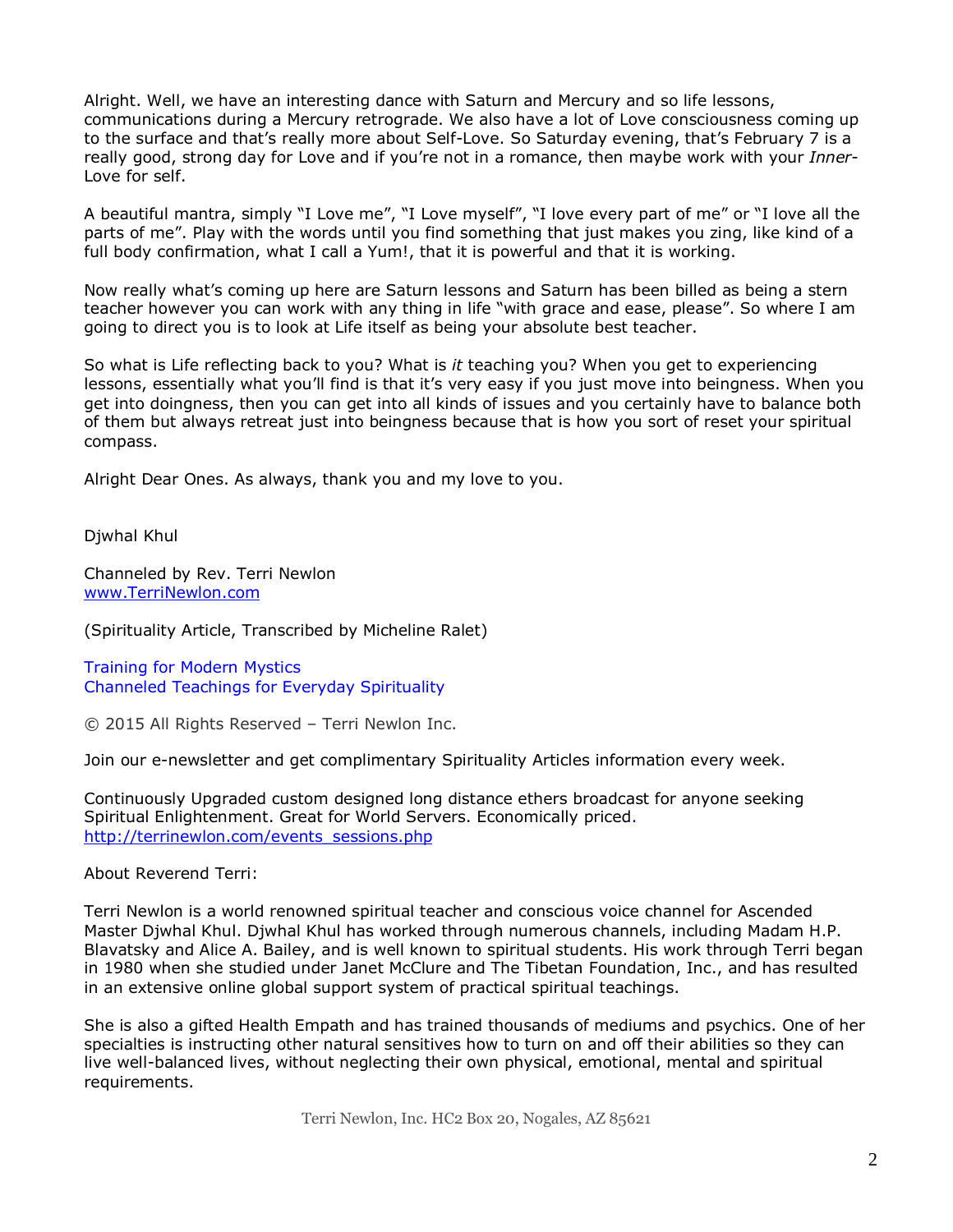Alright. Well, we have an interesting dance with Saturn and Mercury and so life lessons, communications during a Mercury retrograde. We also have a lot of Love consciousness coming up to the surface and that's really more about Self-Love. So Saturday evening, that's February 7 is a really good, strong day for Love and if you're not in a romance, then maybe work with your *Inner*-Love for self.

A beautiful mantra, simply "I Love me", "I Love myself", "I love every part of me" or "I love all the parts of me". Play with the words until you find something that just makes you zing, like kind of a full body confirmation, what I call a Yum!, that it is powerful and that it is working.

Now really what's coming up here are Saturn lessons and Saturn has been billed as being a stern teacher however you can work with any thing in life "with grace and ease, please". So where I am going to direct you is to look at Life itself as being your absolute best teacher.

So what is Life reflecting back to you? What is *it* teaching you? When you get to experiencing lessons, essentially what you'll find is that it's very easy if you just move into beingness. When you get into doingness, then you can get into all kinds of issues and you certainly have to balance both of them but always retreat just into beingness because that is how you sort of reset your spiritual compass.

Alright Dear Ones. As always, thank you and my love to you.

Djwhal Khul

Channeled by Rev. Terri Newlon
www.TerriNewlon.com

(Spirituality Article, Transcribed by Micheline Ralet)

Training for Modern Mystics
Channeled Teachings for Everyday Spirituality

© 2015 All Rights Reserved – Terri Newlon Inc.

Join our e-newsletter and get complimentary Spirituality Articles information every week.

Continuously Upgraded custom designed long distance ethers broadcast for anyone seeking Spiritual Enlightenment. Great for World Servers. Economically priced.
http://terrinewlon.com/events_sessions.php

About Reverend Terri:

Terri Newlon is a world renowned spiritual teacher and conscious voice channel for Ascended Master Djwhal Khul. Djwhal Khul has worked through numerous channels, including Madam H.P. Blavatsky and Alice A. Bailey, and is well known to spiritual students. His work through Terri began in 1980 when she studied under Janet McClure and The Tibetan Foundation, Inc., and has resulted in an extensive online global support system of practical spiritual teachings.

She is also a gifted Health Empath and has trained thousands of mediums and psychics. One of her specialties is instructing other natural sensitives how to turn on and off their abilities so they can live well-balanced lives, without neglecting their own physical, emotional, mental and spiritual requirements.

Terri Newlon, Inc. HC2 Box 20, Nogales, AZ 85621